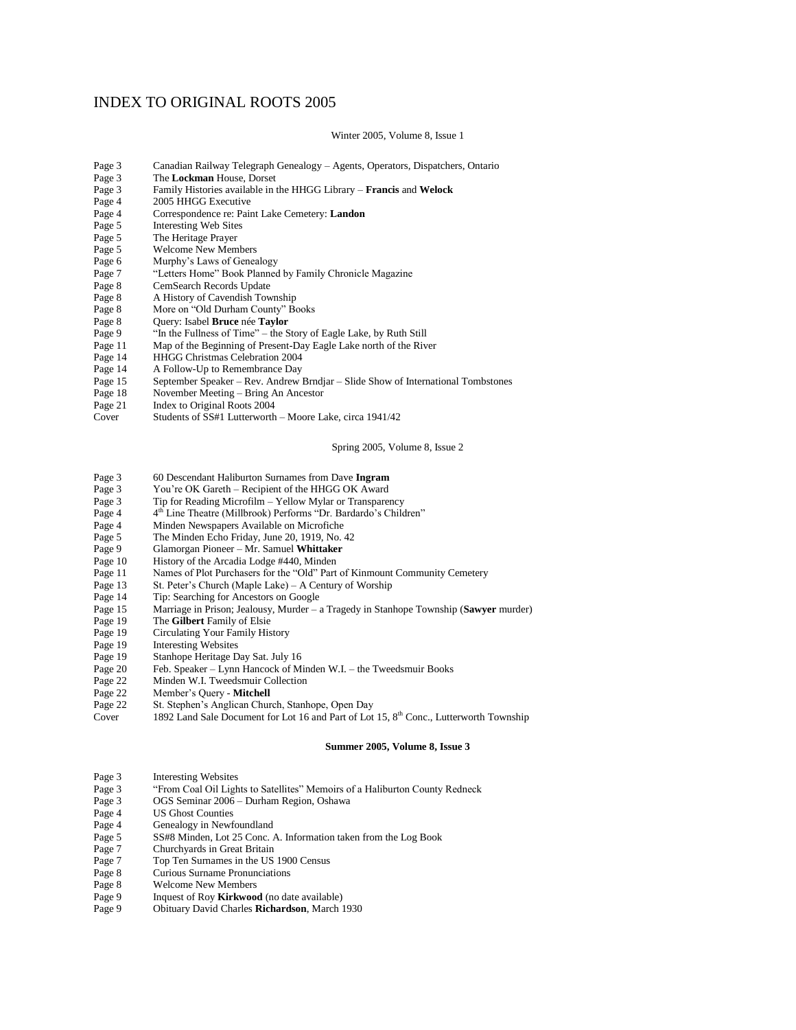# INDEX TO ORIGINAL ROOTS 2005

Winter 2005, Volume 8, Issue 1

| | |
|---|---|
| Page 3 | Canadian Railway Telegraph Genealogy – Agents, Operators, Dispatchers, Ontario |
| Page 3 | The **Lockman** House, Dorset |
| Page 3 | Family Histories available in the HHGG Library – **Francis** and **Welock** |
| Page 4 | 2005 HHGG Executive |
| Page 4 | Correspondence re: Paint Lake Cemetery: **Landon** |
| Page 5 | Interesting Web Sites |
| Page 5 | The Heritage Prayer |
| Page 5 | Welcome New Members |
| Page 6 | Murphy's Laws of Genealogy |
| Page 7 | "Letters Home" Book Planned by Family Chronicle Magazine |
| Page 8 | CemSearch Records Update |
| Page 8 | A History of Cavendish Township |
| Page 8 | More on "Old Durham County" Books |
| Page 8 | Query: Isabel **Bruce** née **Taylor** |
| Page 9 | "In the Fullness of Time" – the Story of Eagle Lake, by Ruth Still |
| Page 11 | Map of the Beginning of Present-Day Eagle Lake north of the River |
| Page 14 | HHGG Christmas Celebration 2004 |
| Page 14 | A Follow-Up to Remembrance Day |
| Page 15 | September Speaker – Rev. Andrew Brndjar – Slide Show of International Tombstones |
| Page 18 | November Meeting – Bring An Ancestor |
| Page 21 | Index to Original Roots 2004 |
| Cover | Students of SS#1 Lutterworth – Moore Lake, circa 1941/42 |

Spring 2005, Volume 8, Issue 2

| | |
|---|---|
| Page 3 | 60 Descendant Haliburton Surnames from Dave **Ingram** |
| Page 3 | You're OK Gareth – Recipient of the HHGG OK Award |
| Page 3 | Tip for Reading Microfilm – Yellow Mylar or Transparency |
| Page 4 | 4th Line Theatre (Millbrook) Performs "Dr. Bardardo's Children" |
| Page 4 | Minden Newspapers Available on Microfiche |
| Page 5 | The Minden Echo Friday, June 20, 1919, No. 42 |
| Page 9 | Glamorgan Pioneer – Mr. Samuel **Whittaker** |
| Page 10 | History of the Arcadia Lodge #440, Minden |
| Page 11 | Names of Plot Purchasers for the "Old" Part of Kinmount Community Cemetery |
| Page 13 | St. Peter's Church (Maple Lake) – A Century of Worship |
| Page 14 | Tip: Searching for Ancestors on Google |
| Page 15 | Marriage in Prison; Jealousy, Murder – a Tragedy in Stanhope Township (**Sawyer** murder) |
| Page 19 | The **Gilbert** Family of Elsie |
| Page 19 | Circulating Your Family History |
| Page 19 | Interesting Websites |
| Page 19 | Stanhope Heritage Day Sat. July 16 |
| Page 20 | Feb. Speaker – Lynn Hancock of Minden W.I. – the Tweedsmuir Books |
| Page 22 | Minden W.I. Tweedsmuir Collection |
| Page 22 | Member's Query - **Mitchell** |
| Page 22 | St. Stephen's Anglican Church, Stanhope, Open Day |
| Cover | 1892 Land Sale Document for Lot 16 and Part of Lot 15, 8th Conc., Lutterworth Township |

**Summer 2005, Volume 8, Issue 3**

| | |
|---|---|
| Page 3 | Interesting Websites |
| Page 3 | "From Coal Oil Lights to Satellites" Memoirs of a Haliburton County Redneck |
| Page 3 | OGS Seminar 2006 – Durham Region, Oshawa |
| Page 4 | US Ghost Counties |
| Page 4 | Genealogy in Newfoundland |
| Page 5 | SS#8 Minden, Lot 25 Conc. A. Information taken from the Log Book |
| Page 7 | Churchyards in Great Britain |
| Page 7 | Top Ten Surnames in the US 1900 Census |
| Page 8 | Curious Surname Pronunciations |
| Page 8 | Welcome New Members |
| Page 9 | Inquest of Roy **Kirkwood** (no date available) |
| Page 9 | Obituary David Charles **Richardson**, March 1930 |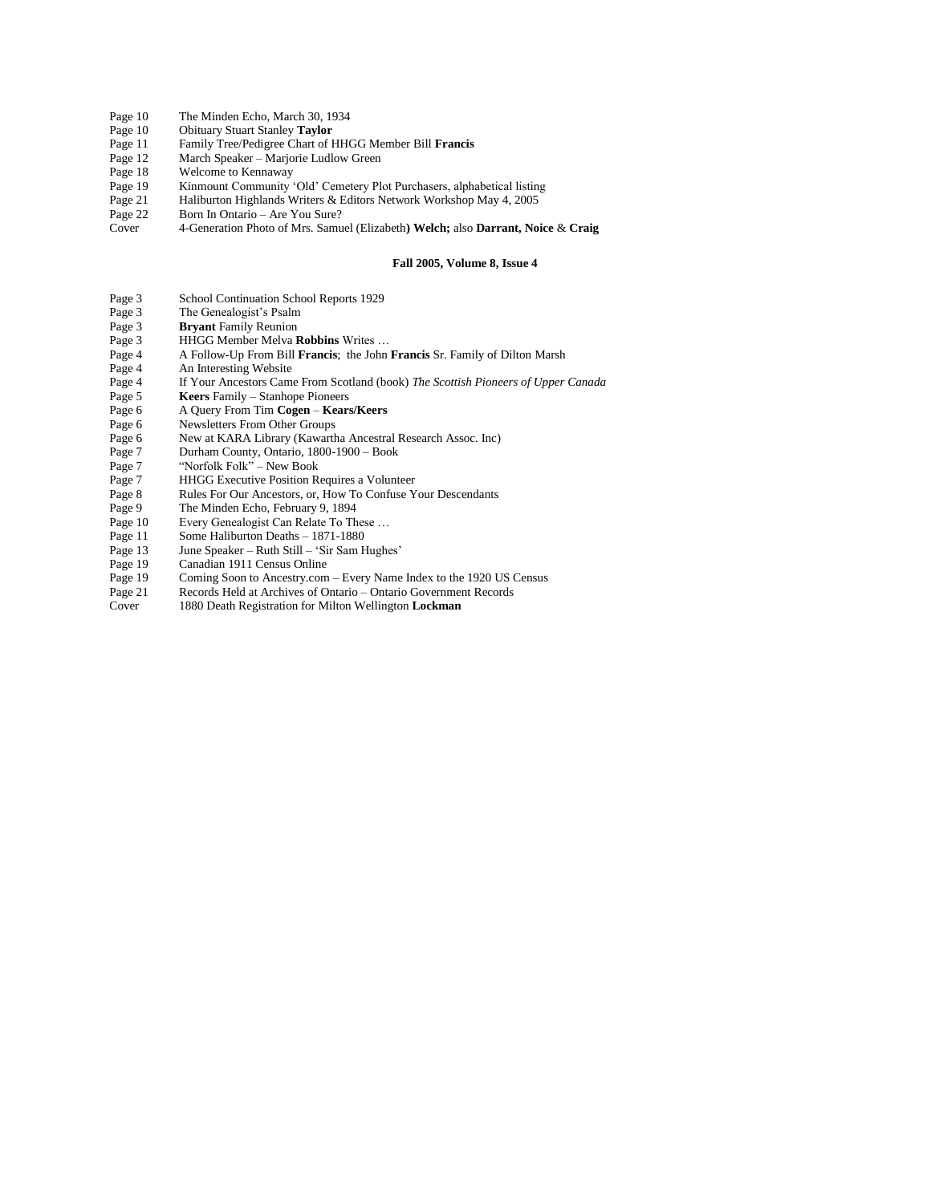| | |
|---|---|
| Page 10 | The Minden Echo, March 30, 1934 |
| Page 10 | Obituary Stuart Stanley **Taylor** |
| Page 11 | Family Tree/Pedigree Chart of HHGG Member Bill **Francis** |
| Page 12 | March Speaker – Marjorie Ludlow Green |
| Page 18 | Welcome to Kennaway |
| Page 19 | Kinmount Community 'Old' Cemetery Plot Purchasers, alphabetical listing |
| Page 21 | Haliburton Highlands Writers & Editors Network Workshop May 4, 2005 |
| Page 22 | Born In Ontario – Are You Sure? |
| Cover | 4-Generation Photo of Mrs. Samuel (Elizabeth**) Welch;** also **Darrant, Noice** & **Craig** |

**Fall 2005, Volume 8, Issue 4**

| | |
|---|---|
| Page 3 | School Continuation School Reports 1929 |
| Page 3 | The Genealogist's Psalm |
| Page 3 | **Bryant** Family Reunion |
| Page 3 | HHGG Member Melva **Robbins** Writes … |
| Page 4 | A Follow-Up From Bill **Francis**; the John **Francis** Sr. Family of Dilton Marsh |
| Page 4 | An Interesting Website |
| Page 4 | If Your Ancestors Came From Scotland (book) *The Scottish Pioneers of Upper Canada* |
| Page 5 | **Keers** Family – Stanhope Pioneers |
| Page 6 | A Query From Tim **Cogen** – **Kears/Keers** |
| Page 6 | Newsletters From Other Groups |
| Page 6 | New at KARA Library (Kawartha Ancestral Research Assoc. Inc) |
| Page 7 | Durham County, Ontario, 1800-1900 – Book |
| Page 7 | "Norfolk Folk" – New Book |
| Page 7 | HHGG Executive Position Requires a Volunteer |
| Page 8 | Rules For Our Ancestors, or, How To Confuse Your Descendants |
| Page 9 | The Minden Echo, February 9, 1894 |
| Page 10 | Every Genealogist Can Relate To These … |
| Page 11 | Some Haliburton Deaths – 1871-1880 |
| Page 13 | June Speaker – Ruth Still – 'Sir Sam Hughes' |
| Page 19 | Canadian 1911 Census Online |
| Page 19 | Coming Soon to Ancestry.com – Every Name Index to the 1920 US Census |
| Page 21 | Records Held at Archives of Ontario – Ontario Government Records |
| Cover | 1880 Death Registration for Milton Wellington **Lockman** |